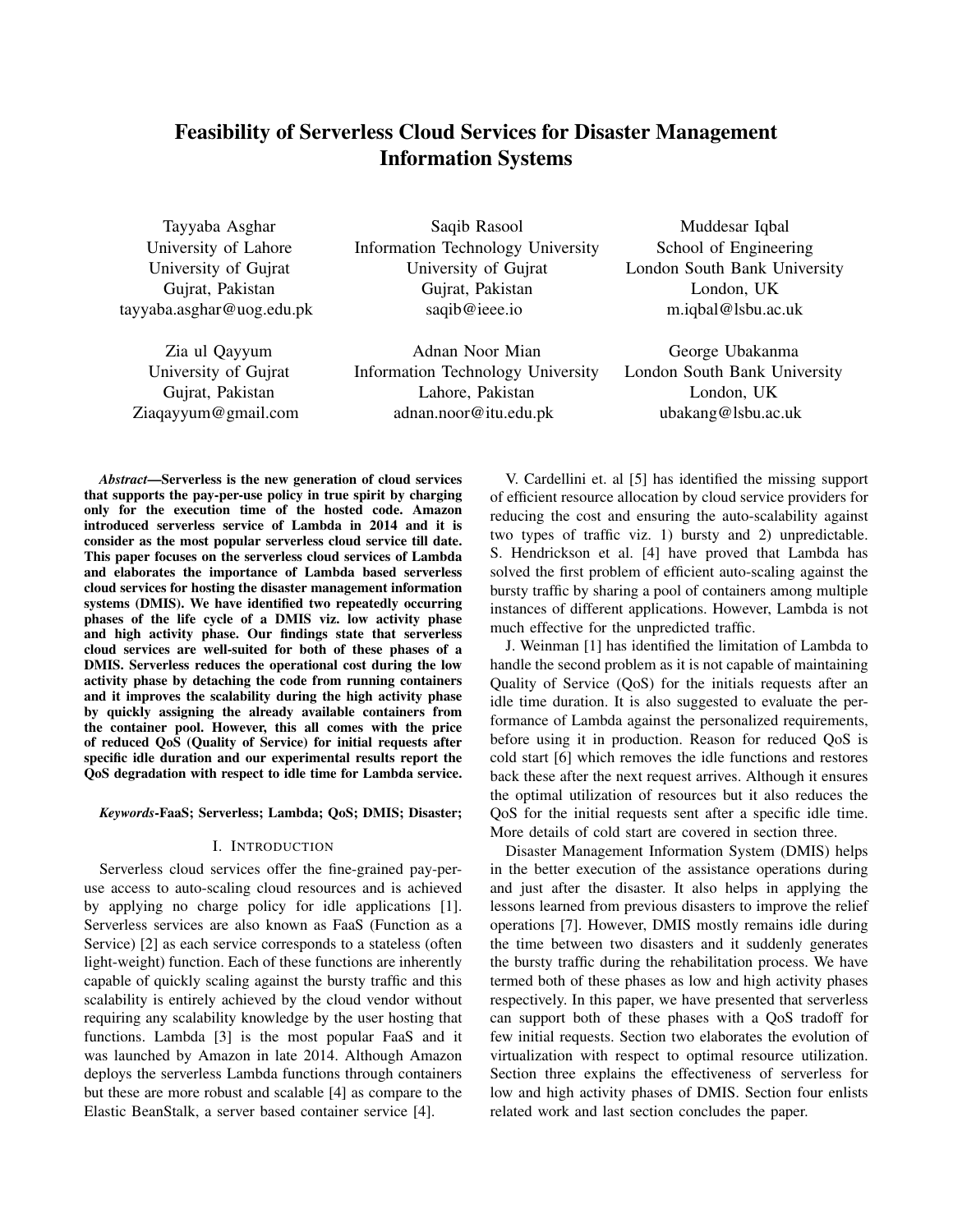# Feasibility of Serverless Cloud Services for Disaster Management Information Systems

Tayyaba Asghar
University of Lahore
University of Gujrat
Gujrat, Pakistan
tayyaba.asghar@uog.edu.pk

Saqib Rasool
Information Technology University
University of Gujrat
Gujrat, Pakistan
saqib@ieee.io

Muddesar Iqbal
School of Engineering
London South Bank University
London, UK
m.iqbal@lsbu.ac.uk

Zia ul Qayyum
University of Gujrat
Gujrat, Pakistan
Ziaqayyum@gmail.com

Adnan Noor Mian
Information Technology University
Lahore, Pakistan
adnan.noor@itu.edu.pk

George Ubakanma
London South Bank University
London, UK
ubakang@lsbu.ac.uk

***Abstract*—Serverless is the new generation of cloud services that supports the pay-per-use policy in true spirit by charging only for the execution time of the hosted code. Amazon introduced serverless service of Lambda in 2014 and it is consider as the most popular serverless cloud service till date. This paper focuses on the serverless cloud services of Lambda and elaborates the importance of Lambda based serverless cloud services for hosting the disaster management information systems (DMIS). We have identified two repeatedly occurring phases of the life cycle of a DMIS viz. low activity phase and high activity phase. Our findings state that serverless cloud services are well-suited for both of these phases of a DMIS. Serverless reduces the operational cost during the low activity phase by detaching the code from running containers and it improves the scalability during the high activity phase by quickly assigning the already available containers from the container pool. However, this all comes with the price of reduced QoS (Quality of Service) for initial requests after specific idle duration and our experimental results report the QoS degradation with respect to idle time for Lambda service.**

***Keywords*-FaaS; Serverless; Lambda; QoS; DMIS; Disaster;**

## I. Introduction

Serverless cloud services offer the fine-grained pay-per-use access to auto-scaling cloud resources and is achieved by applying no charge policy for idle applications [1]. Serverless services are also known as FaaS (Function as a Service) [2] as each service corresponds to a stateless (often light-weight) function. Each of these functions are inherently capable of quickly scaling against the bursty traffic and this scalability is entirely achieved by the cloud vendor without requiring any scalability knowledge by the user hosting that functions. Lambda [3] is the most popular FaaS and it was launched by Amazon in late 2014. Although Amazon deploys the serverless Lambda functions through containers but these are more robust and scalable [4] as compare to the Elastic BeanStalk, a server based container service [4].

V. Cardellini et. al [5] has identified the missing support of efficient resource allocation by cloud service providers for reducing the cost and ensuring the auto-scalability against two types of traffic viz. 1) bursty and 2) unpredictable. S. Hendrickson et al. [4] have proved that Lambda has solved the first problem of efficient auto-scaling against the bursty traffic by sharing a pool of containers among multiple instances of different applications. However, Lambda is not much effective for the unpredicted traffic.

J. Weinman [1] has identified the limitation of Lambda to handle the second problem as it is not capable of maintaining Quality of Service (QoS) for the initials requests after an idle time duration. It is also suggested to evaluate the performance of Lambda against the personalized requirements, before using it in production. Reason for reduced QoS is cold start [6] which removes the idle functions and restores back these after the next request arrives. Although it ensures the optimal utilization of resources but it also reduces the QoS for the initial requests sent after a specific idle time. More details of cold start are covered in section three.

Disaster Management Information System (DMIS) helps in the better execution of the assistance operations during and just after the disaster. It also helps in applying the lessons learned from previous disasters to improve the relief operations [7]. However, DMIS mostly remains idle during the time between two disasters and it suddenly generates the bursty traffic during the rehabilitation process. We have termed both of these phases as low and high activity phases respectively. In this paper, we have presented that serverless can support both of these phases with a QoS tradoff for few initial requests. Section two elaborates the evolution of virtualization with respect to optimal resource utilization. Section three explains the effectiveness of serverless for low and high activity phases of DMIS. Section four enlists related work and last section concludes the paper.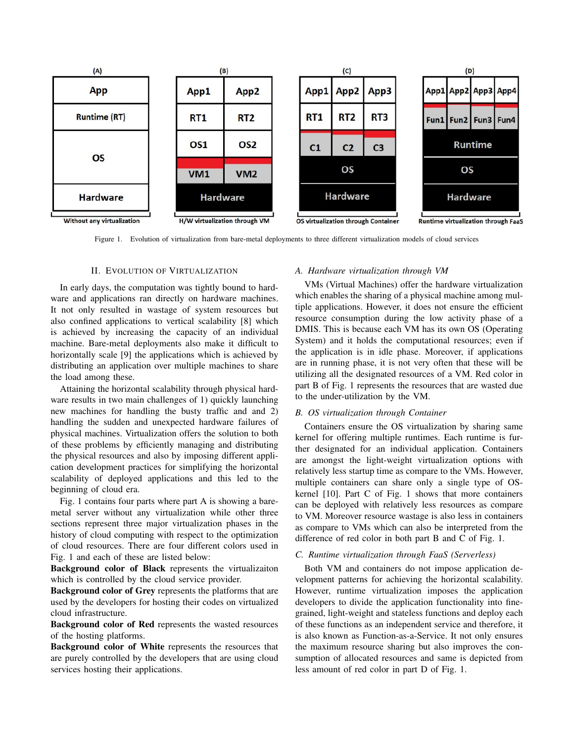Figure 1. Evolution of virtualization from bare-metal deployments to three different virtualization models of cloud services

## II. Evolution of Virtualization

In early days, the computation was tightly bound to hardware and applications ran directly on hardware machines. It not only resulted in wastage of system resources but also confined applications to vertical scalability [8] which is achieved by increasing the capacity of an individual machine. Bare-metal deployments also make it difficult to horizontally scale [9] the applications which is achieved by distributing an application over multiple machines to share the load among these.

Attaining the horizontal scalability through physical hardware results in two main challenges of 1) quickly launching new machines for handling the busty traffic and and 2) handling the sudden and unexpected hardware failures of physical machines. Virtualization offers the solution to both of these problems by efficiently managing and distributing the physical resources and also by imposing different application development practices for simplifying the horizontal scalability of deployed applications and this led to the beginning of cloud era.

Fig. 1 contains four parts where part A is showing a bare-metal server without any virtualization while other three sections represent three major virtualization phases in the history of cloud computing with respect to the optimization of cloud resources. There are four different colors used in Fig. 1 and each of these are listed below:

**Background color of Black** represents the virtualizaiton which is controlled by the cloud service provider.
**Background color of Grey** represents the platforms that are used by the developers for hosting their codes on virtualized cloud infrastructure.
**Background color of Red** represents the wasted resources of the hosting platforms.
**Background color of White** represents the resources that are purely controlled by the developers that are using cloud services hosting their applications.

### *A. Hardware virtualization through VM*

VMs (Virtual Machines) offer the hardware virtualization which enables the sharing of a physical machine among multiple applications. However, it does not ensure the efficient resource consumption during the low activity phase of a DMIS. This is because each VM has its own OS (Operating System) and it holds the computational resources; even if the application is in idle phase. Moreover, if applications are in running phase, it is not very often that these will be utilizing all the designated resources of a VM. Red color in part B of Fig. 1 represents the resources that are wasted due to the under-utilization by the VM.

### *B. OS virtualization through Container*

Containers ensure the OS virtualization by sharing same kernel for offering multiple runtimes. Each runtime is further designated for an individual application. Containers are amongst the light-weight virtualization options with relatively less startup time as compare to the VMs. However, multiple containers can share only a single type of OS-kernel [10]. Part C of Fig. 1 shows that more containers can be deployed with relatively less resources as compare to VM. Moreover resource wastage is also less in containers as compare to VMs which can also be interpreted from the difference of red color in both part B and C of Fig. 1.

### *C. Runtime virtualization through FaaS (Serverless)*

Both VM and containers do not impose application development patterns for achieving the horizontal scalability. However, runtime virtualization imposes the application developers to divide the application functionality into fine-grained, light-weight and stateless functions and deploy each of these functions as an independent service and therefore, it is also known as Function-as-a-Service. It not only ensures the maximum resource sharing but also improves the consumption of allocated resources and same is depicted from less amount of red color in part D of Fig. 1.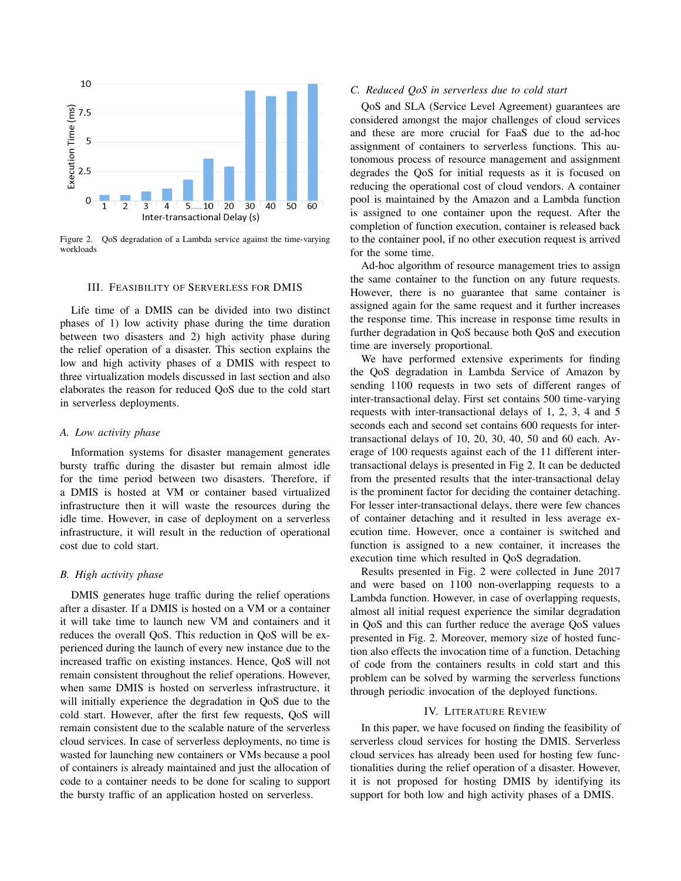Figure 2. QoS degradation of a Lambda service against the time-varying workloads

## III. Feasibility of Serverless for DMIS

Life time of a DMIS can be divided into two distinct phases of 1) low activity phase during the time duration between two disasters and 2) high activity phase during the relief operation of a disaster. This section explains the low and high activity phases of a DMIS with respect to three virtualization models discussed in last section and also elaborates the reason for reduced QoS due to the cold start in serverless deployments.

### A. Low activity phase

Information systems for disaster management generates bursty traffic during the disaster but remain almost idle for the time period between two disasters. Therefore, if a DMIS is hosted at VM or container based virtualized infrastructure then it will waste the resources during the idle time. However, in case of deployment on a serverless infrastructure, it will result in the reduction of operational cost due to cold start.

### B. High activity phase

DMIS generates huge traffic during the relief operations after a disaster. If a DMIS is hosted on a VM or a container it will take time to launch new VM and containers and it reduces the overall QoS. This reduction in QoS will be experienced during the launch of every new instance due to the increased traffic on existing instances. Hence, QoS will not remain consistent throughout the relief operations. However, when same DMIS is hosted on serverless infrastructure, it will initially experience the degradation in QoS due to the cold start. However, after the first few requests, QoS will remain consistent due to the scalable nature of the serverless cloud services. In case of serverless deployments, no time is wasted for launching new containers or VMs because a pool of containers is already maintained and just the allocation of code to a container needs to be done for scaling to support the bursty traffic of an application hosted on serverless.

### C. Reduced QoS in serverless due to cold start

QoS and SLA (Service Level Agreement) guarantees are considered amongst the major challenges of cloud services and these are more crucial for FaaS due to the ad-hoc assignment of containers to serverless functions. This autonomous process of resource management and assignment degrades the QoS for initial requests as it is focused on reducing the operational cost of cloud vendors. A container pool is maintained by the Amazon and a Lambda function is assigned to one container upon the request. After the completion of function execution, container is released back to the container pool, if no other execution request is arrived for the some time.

Ad-hoc algorithm of resource management tries to assign the same container to the function on any future requests. However, there is no guarantee that same container is assigned again for the same request and it further increases the response time. This increase in response time results in further degradation in QoS because both QoS and execution time are inversely proportional.

We have performed extensive experiments for finding the QoS degradation in Lambda Service of Amazon by sending 1100 requests in two sets of different ranges of inter-transactional delay. First set contains 500 time-varying requests with inter-transactional delays of 1, 2, 3, 4 and 5 seconds each and second set contains 600 requests for inter-transactional delays of 10, 20, 30, 40, 50 and 60 each. Average of 100 requests against each of the 11 different inter-transactional delays is presented in Fig 2. It can be deducted from the presented results that the inter-transactional delay is the prominent factor for deciding the container detaching. For lesser inter-transactional delays, there were few chances of container detaching and it resulted in less average execution time. However, once a container is switched and function is assigned to a new container, it increases the execution time which resulted in QoS degradation.

Results presented in Fig. 2 were collected in June 2017 and were based on 1100 non-overlapping requests to a Lambda function. However, in case of overlapping requests, almost all initial request experience the similar degradation in QoS and this can further reduce the average QoS values presented in Fig. 2. Moreover, memory size of hosted function also effects the invocation time of a function. Detaching of code from the containers results in cold start and this problem can be solved by warming the serverless functions through periodic invocation of the deployed functions.

## IV. Literature Review

In this paper, we have focused on finding the feasibility of serverless cloud services for hosting the DMIS. Serverless cloud services has already been used for hosting few functionalities during the relief operation of a disaster. However, it is not proposed for hosting DMIS by identifying its support for both low and high activity phases of a DMIS.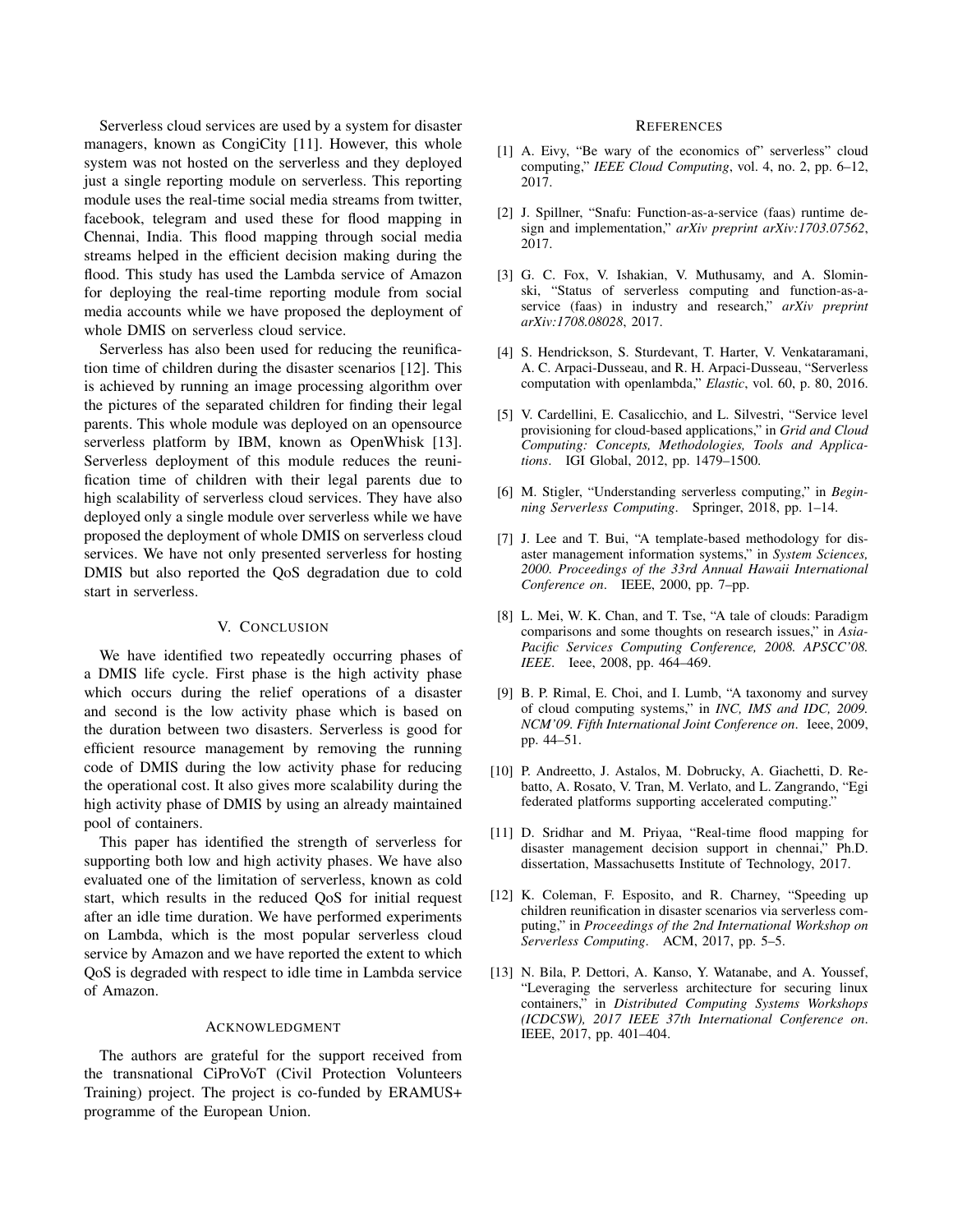Serverless cloud services are used by a system for disaster managers, known as CongiCity [11]. However, this whole system was not hosted on the serverless and they deployed just a single reporting module on serverless. This reporting module uses the real-time social media streams from twitter, facebook, telegram and used these for flood mapping in Chennai, India. This flood mapping through social media streams helped in the efficient decision making during the flood. This study has used the Lambda service of Amazon for deploying the real-time reporting module from social media accounts while we have proposed the deployment of whole DMIS on serverless cloud service.

Serverless has also been used for reducing the reunification time of children during the disaster scenarios [12]. This is achieved by running an image processing algorithm over the pictures of the separated children for finding their legal parents. This whole module was deployed on an opensource serverless platform by IBM, known as OpenWhisk [13]. Serverless deployment of this module reduces the reunification time of children with their legal parents due to high scalability of serverless cloud services. They have also deployed only a single module over serverless while we have proposed the deployment of whole DMIS on serverless cloud services. We have not only presented serverless for hosting DMIS but also reported the QoS degradation due to cold start in serverless.

## V. Conclusion

We have identified two repeatedly occurring phases of a DMIS life cycle. First phase is the high activity phase which occurs during the relief operations of a disaster and second is the low activity phase which is based on the duration between two disasters. Serverless is good for efficient resource management by removing the running code of DMIS during the low activity phase for reducing the operational cost. It also gives more scalability during the high activity phase of DMIS by using an already maintained pool of containers.

This paper has identified the strength of serverless for supporting both low and high activity phases. We have also evaluated one of the limitation of serverless, known as cold start, which results in the reduced QoS for initial request after an idle time duration. We have performed experiments on Lambda, which is the most popular serverless cloud service by Amazon and we have reported the extent to which QoS is degraded with respect to idle time in Lambda service of Amazon.

## Acknowledgment

The authors are grateful for the support received from the transnational CiProVoT (Civil Protection Volunteers Training) project. The project is co-funded by ERAMUS+ programme of the European Union.

## References

[1] A. Eivy, "Be wary of the economics of" serverless" cloud computing," *IEEE Cloud Computing*, vol. 4, no. 2, pp. 6–12, 2017.

[2] J. Spillner, "Snafu: Function-as-a-service (faas) runtime design and implementation," *arXiv preprint arXiv:1703.07562*, 2017.

[3] G. C. Fox, V. Ishakian, V. Muthusamy, and A. Slominski, "Status of serverless computing and function-as-a-service (faas) in industry and research," *arXiv preprint arXiv:1708.08028*, 2017.

[4] S. Hendrickson, S. Sturdevant, T. Harter, V. Venkataramani, A. C. Arpaci-Dusseau, and R. H. Arpaci-Dusseau, "Serverless computation with openlambda," *Elastic*, vol. 60, p. 80, 2016.

[5] V. Cardellini, E. Casalicchio, and L. Silvestri, "Service level provisioning for cloud-based applications," in *Grid and Cloud Computing: Concepts, Methodologies, Tools and Applications*. IGI Global, 2012, pp. 1479–1500.

[6] M. Stigler, "Understanding serverless computing," in *Beginning Serverless Computing*. Springer, 2018, pp. 1–14.

[7] J. Lee and T. Bui, "A template-based methodology for disaster management information systems," in *System Sciences, 2000. Proceedings of the 33rd Annual Hawaii International Conference on*. IEEE, 2000, pp. 7–pp.

[8] L. Mei, W. K. Chan, and T. Tse, "A tale of clouds: Paradigm comparisons and some thoughts on research issues," in *Asia-Pacific Services Computing Conference, 2008. APSCC'08. IEEE*. Ieee, 2008, pp. 464–469.

[9] B. P. Rimal, E. Choi, and I. Lumb, "A taxonomy and survey of cloud computing systems," in *INC, IMS and IDC, 2009. NCM'09. Fifth International Joint Conference on*. Ieee, 2009, pp. 44–51.

[10] P. Andreetto, J. Astalos, M. Dobrucky, A. Giachetti, D. Rebatto, A. Rosato, V. Tran, M. Verlato, and L. Zangrando, "Egi federated platforms supporting accelerated computing."

[11] D. Sridhar and M. Priyaa, "Real-time flood mapping for disaster management decision support in chennai," Ph.D. dissertation, Massachusetts Institute of Technology, 2017.

[12] K. Coleman, F. Esposito, and R. Charney, "Speeding up children reunification in disaster scenarios via serverless computing," in *Proceedings of the 2nd International Workshop on Serverless Computing*. ACM, 2017, pp. 5–5.

[13] N. Bila, P. Dettori, A. Kanso, Y. Watanabe, and A. Youssef, "Leveraging the serverless architecture for securing linux containers," in *Distributed Computing Systems Workshops (ICDCSW), 2017 IEEE 37th International Conference on*. IEEE, 2017, pp. 401–404.